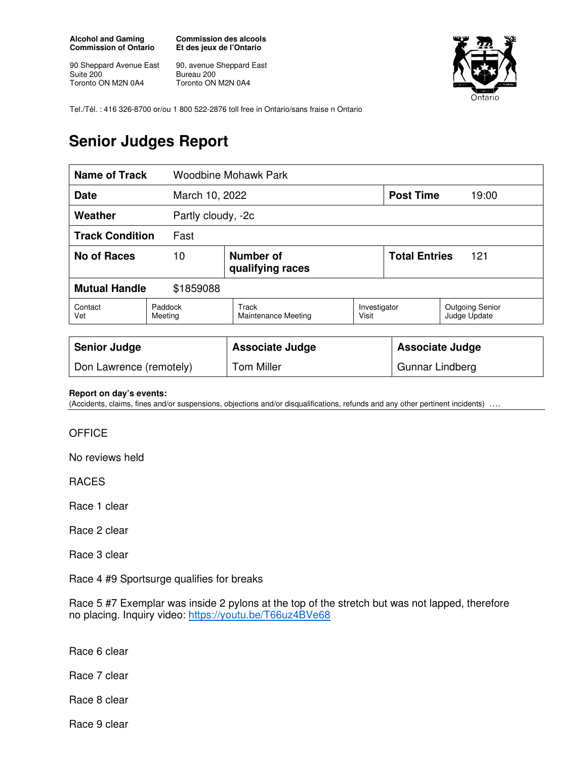**Alcohol and Gaming Commission of Ontario**

90 Sheppard Avenue East
Suite 200
Toronto ON M2N 0A4

**Commission des alcools Et des jeux de l'Ontario**

90, avenue Sheppard East
Bureau 200
Toronto ON M2N 0A4

Tel./Tél. : 416 326-8700 or/ou 1 800 522-2876 toll free in Ontario/sans fraise n Ontario

# Senior Judges Report

| **Name of Track** | Woodbine Mohawk Park | | | |
|---|---|---|---|---|
| **Date** | March 10, 2022 | | **Post Time** | 19:00 |
| **Weather** | Partly cloudy, -2c | | | |
| **Track Condition** | Fast | | | |
| **No of Races** | 10 | **Number of qualifying races** | **Total Entries** | 121 |
| **Mutual Handle** | $1859088 | | | |

| Contact Vet | Paddock Meeting | Track Maintenance Meeting | Investigator Visit | Outgoing Senior Judge Update |
|---|---|---|---|---|

| **Senior Judge** | **Associate Judge** | **Associate Judge** |
|---|---|---|
| Don Lawrence (remotely) | Tom Miller | Gunnar Lindberg |

**Report on day's events:**
(Accidents, claims, fines and/or suspensions, objections and/or disqualifications, refunds and any other pertinent incidents) ….

OFFICE

No reviews held

RACES

Race 1 clear

Race 2 clear

Race 3 clear

Race 4 #9 Sportsurge qualifies for breaks

Race 5 #7 Exemplar was inside 2 pylons at the top of the stretch but was not lapped, therefore no placing. Inquiry video: https://youtu.be/T66uz4BVe68

Race 6 clear

Race 7 clear

Race 8 clear

Race 9 clear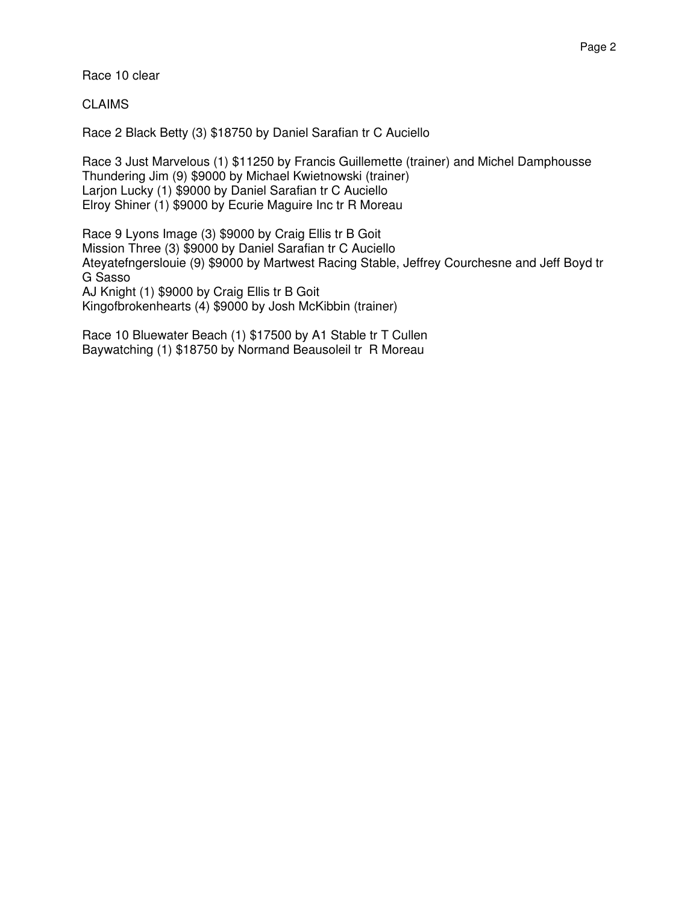Race 10 clear

CLAIMS

Race 2 Black Betty (3) $18750 by Daniel Sarafian tr C Auciello

Race 3 Just Marvelous (1) $11250 by Francis Guillemette (trainer) and Michel Damphousse
Thundering Jim (9) $9000 by Michael Kwietnowski (trainer)
Larjon Lucky (1) $9000 by Daniel Sarafian tr C Auciello
Elroy Shiner (1) $9000 by Ecurie Maguire Inc tr R Moreau

Race 9 Lyons Image (3) $9000 by Craig Ellis tr B Goit
Mission Three (3) $9000 by Daniel Sarafian tr C Auciello
Ateyatefngerslouie (9) $9000 by Martwest Racing Stable, Jeffrey Courchesne and Jeff Boyd tr G Sasso
AJ Knight (1) $9000 by Craig Ellis tr B Goit
Kingofbrokenhearts (4) $9000 by Josh McKibbin (trainer)

Race 10 Bluewater Beach (1) $17500 by A1 Stable tr T Cullen
Baywatching (1) $18750 by Normand Beausoleil tr R Moreau